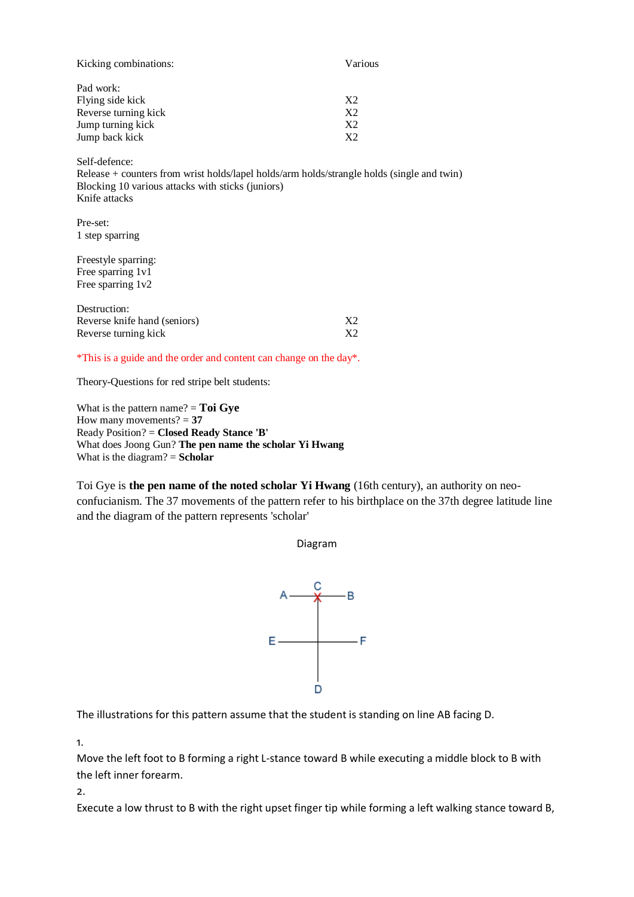| | |
|---|---|
| Kicking combinations: | Various |

Pad work:

| | |
|---|---|
| Flying side kick | X2 |
| Reverse turning kick | X2 |
| Jump turning kick | X2 |
| Jump back kick | X2 |

Self-defence:
Release + counters from wrist holds/lapel holds/arm holds/strangle holds (single and twin)
Blocking 10 various attacks with sticks (juniors)
Knife attacks

Pre-set:
1 step sparring

Freestyle sparring:
Free sparring 1v1
Free sparring 1v2

Destruction:

| | |
|---|---|
| Reverse knife hand (seniors) | X2 |
| Reverse turning kick | X2 |

*This is a guide and the order and content can change on the day*.

Theory-Questions for red stripe belt students:

What is the pattern name? = **Toi Gye**
How many movements? = **37**
Ready Position? = **Closed Ready Stance 'B'**
What does Joong Gun? **The pen name the scholar Yi Hwang**
What is the diagram? = **Scholar**

Toi Gye is **the pen name of the noted scholar Yi Hwang** (16th century), an authority on neo-confucianism. The 37 movements of the pattern refer to his birthplace on the 37th degree latitude line and the diagram of the pattern represents 'scholar'

Diagram

```
        C
  A ----X---- B
        |
        |
 E -----+----- F
        |
        |
        D
```

The illustrations for this pattern assume that the student is standing on line AB facing D.

1.
Move the left foot to B forming a right L-stance toward B while executing a middle block to B with the left inner forearm.

2.
Execute a low thrust to B with the right upset finger tip while forming a left walking stance toward B,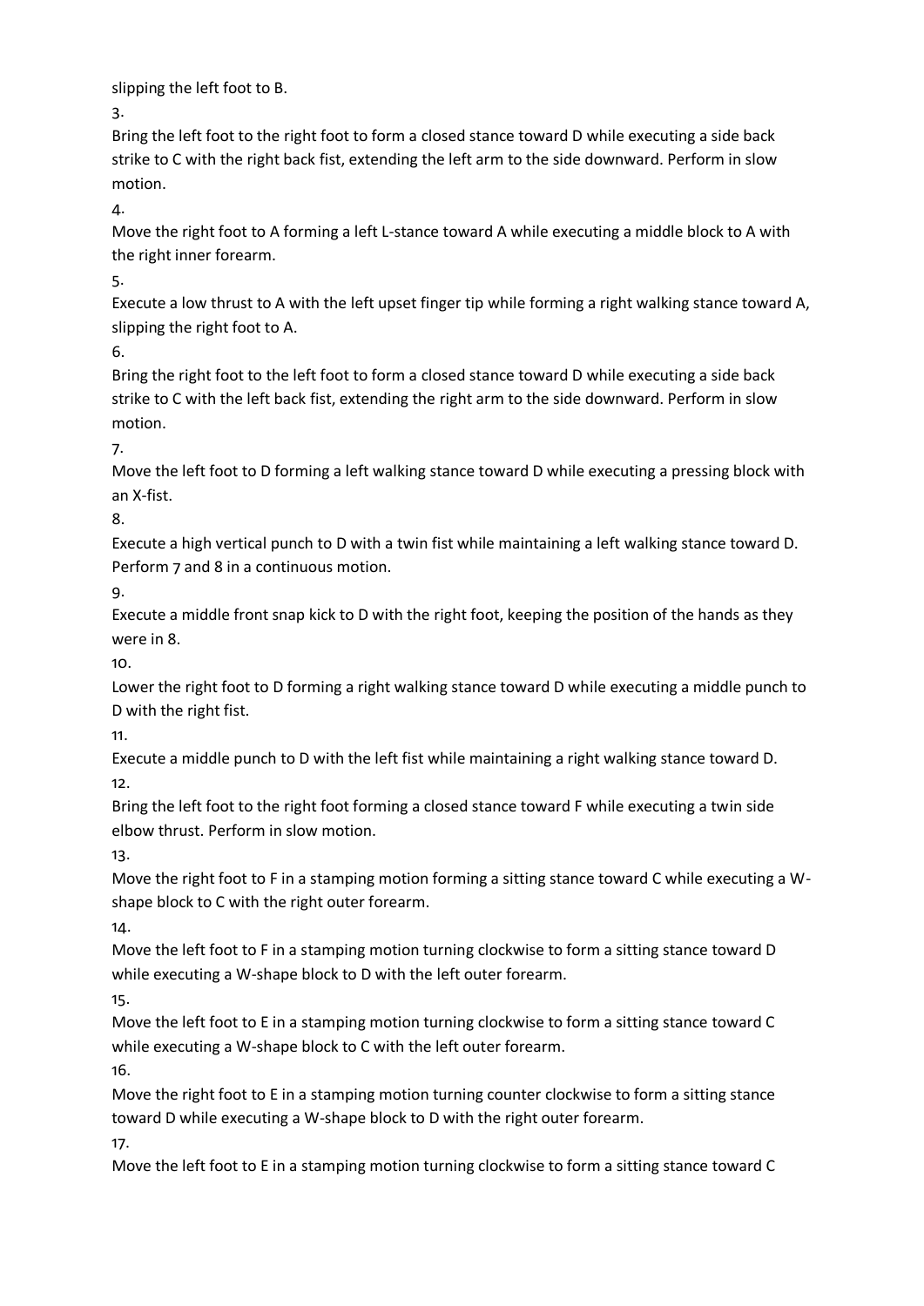slipping the left foot to B.

3.

Bring the left foot to the right foot to form a closed stance toward D while executing a side back strike to C with the right back fist, extending the left arm to the side downward. Perform in slow motion.

4.

Move the right foot to A forming a left L-stance toward A while executing a middle block to A with the right inner forearm.

5.

Execute a low thrust to A with the left upset finger tip while forming a right walking stance toward A, slipping the right foot to A.

6.

Bring the right foot to the left foot to form a closed stance toward D while executing a side back strike to C with the left back fist, extending the right arm to the side downward. Perform in slow motion.

7.

Move the left foot to D forming a left walking stance toward D while executing a pressing block with an X-fist.

8.

Execute a high vertical punch to D with a twin fist while maintaining a left walking stance toward D. Perform 7 and 8 in a continuous motion.

9.

Execute a middle front snap kick to D with the right foot, keeping the position of the hands as they were in 8.

10.

Lower the right foot to D forming a right walking stance toward D while executing a middle punch to D with the right fist.

11.

Execute a middle punch to D with the left fist while maintaining a right walking stance toward D.

12.

Bring the left foot to the right foot forming a closed stance toward F while executing a twin side elbow thrust. Perform in slow motion.

13.

Move the right foot to F in a stamping motion forming a sitting stance toward C while executing a W-shape block to C with the right outer forearm.

14.

Move the left foot to F in a stamping motion turning clockwise to form a sitting stance toward D while executing a W-shape block to D with the left outer forearm.

15.

Move the left foot to E in a stamping motion turning clockwise to form a sitting stance toward C while executing a W-shape block to C with the left outer forearm.

16.

Move the right foot to E in a stamping motion turning counter clockwise to form a sitting stance toward D while executing a W-shape block to D with the right outer forearm.

17.

Move the left foot to E in a stamping motion turning clockwise to form a sitting stance toward C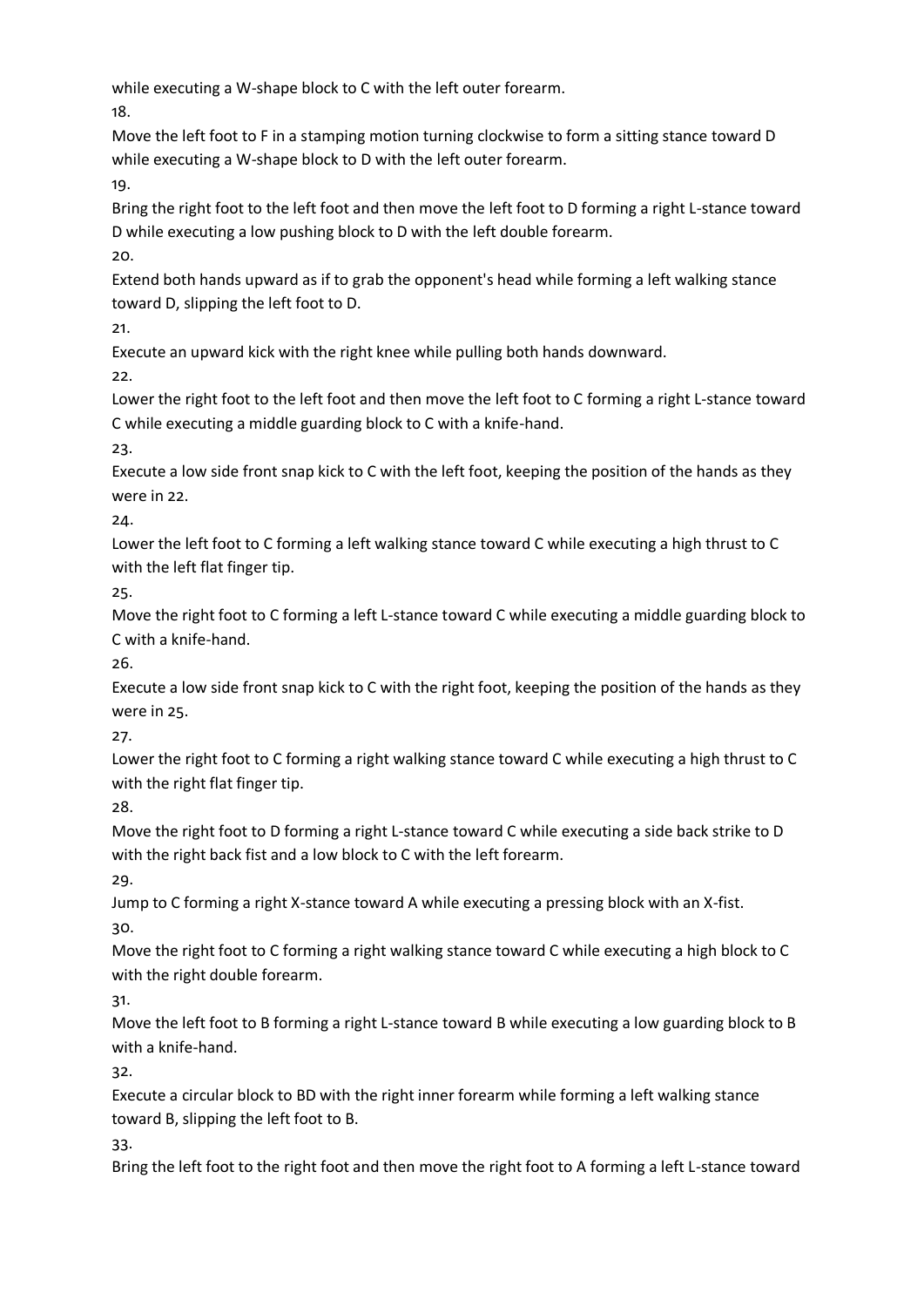while executing a W-shape block to C with the left outer forearm.

18.

Move the left foot to F in a stamping motion turning clockwise to form a sitting stance toward D while executing a W-shape block to D with the left outer forearm.

19.

Bring the right foot to the left foot and then move the left foot to D forming a right L-stance toward D while executing a low pushing block to D with the left double forearm.

20.

Extend both hands upward as if to grab the opponent's head while forming a left walking stance toward D, slipping the left foot to D.

21.

Execute an upward kick with the right knee while pulling both hands downward.

22.

Lower the right foot to the left foot and then move the left foot to C forming a right L-stance toward C while executing a middle guarding block to C with a knife-hand.

23.

Execute a low side front snap kick to C with the left foot, keeping the position of the hands as they were in 22.

24.

Lower the left foot to C forming a left walking stance toward C while executing a high thrust to C with the left flat finger tip.

25.

Move the right foot to C forming a left L-stance toward C while executing a middle guarding block to C with a knife-hand.

26.

Execute a low side front snap kick to C with the right foot, keeping the position of the hands as they were in 25.

27.

Lower the right foot to C forming a right walking stance toward C while executing a high thrust to C with the right flat finger tip.

28.

Move the right foot to D forming a right L-stance toward C while executing a side back strike to D with the right back fist and a low block to C with the left forearm.

29.

Jump to C forming a right X-stance toward A while executing a pressing block with an X-fist.

30.

Move the right foot to C forming a right walking stance toward C while executing a high block to C with the right double forearm.

31.

Move the left foot to B forming a right L-stance toward B while executing a low guarding block to B with a knife-hand.

32.

Execute a circular block to BD with the right inner forearm while forming a left walking stance toward B, slipping the left foot to B.

33.

Bring the left foot to the right foot and then move the right foot to A forming a left L-stance toward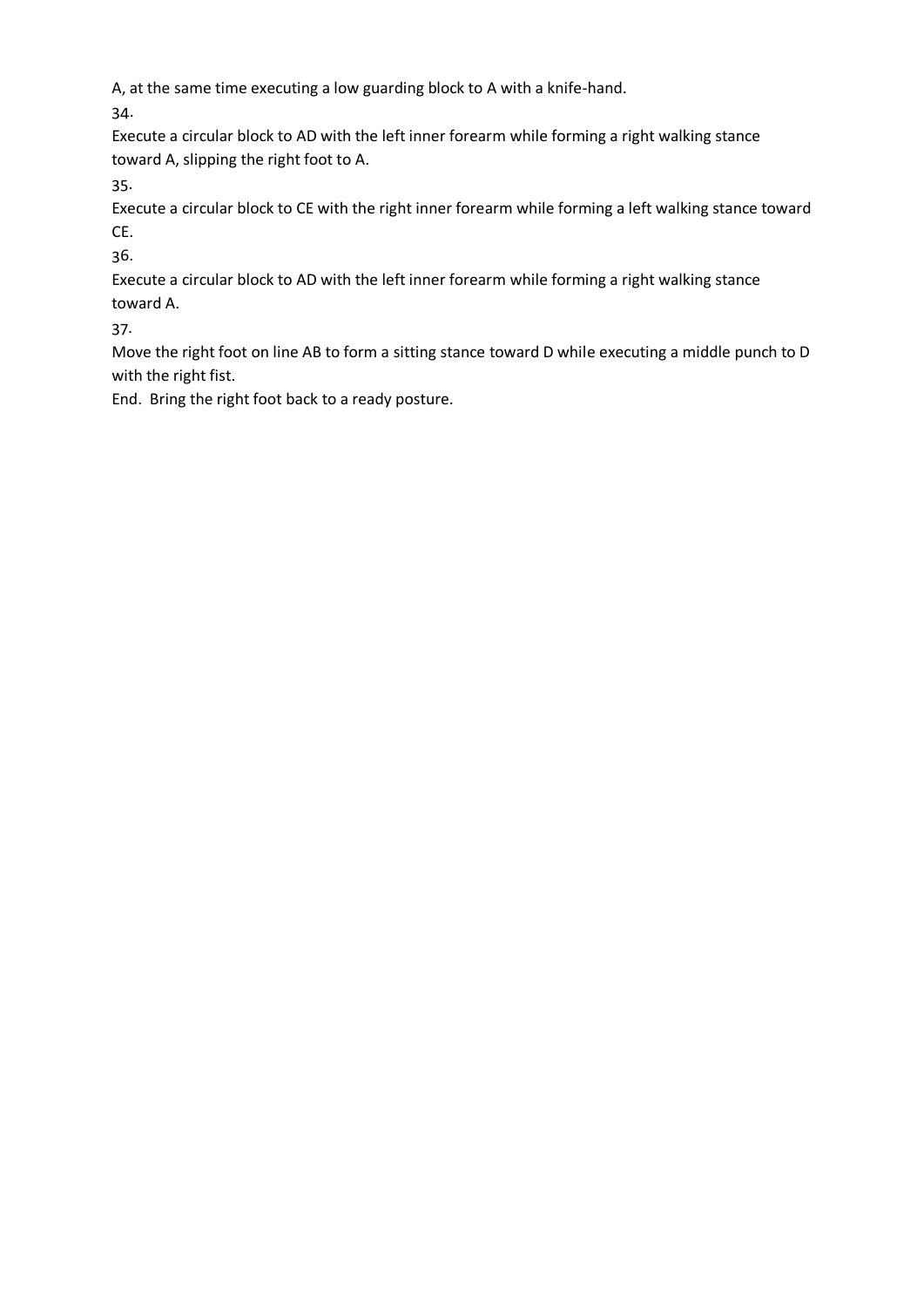A, at the same time executing a low guarding block to A with a knife-hand.

34.

Execute a circular block to AD with the left inner forearm while forming a right walking stance toward A, slipping the right foot to A.

35.

Execute a circular block to CE with the right inner forearm while forming a left walking stance toward CE.

36.

Execute a circular block to AD with the left inner forearm while forming a right walking stance toward A.

37.

Move the right foot on line AB to form a sitting stance toward D while executing a middle punch to D with the right fist.

End. Bring the right foot back to a ready posture.